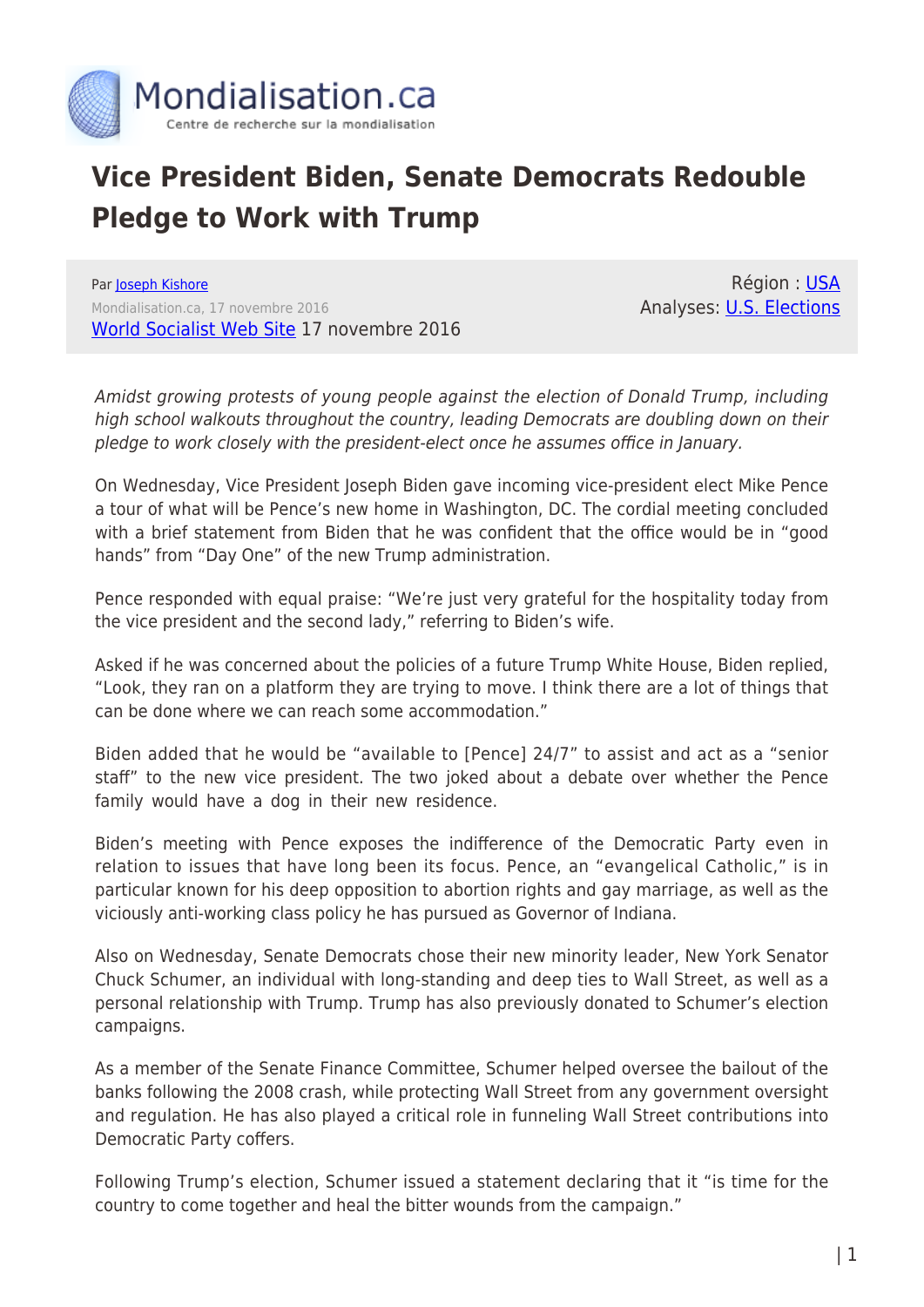# Vice President Biden, Senate Democrats Redouble Pledge to Work with Trump

Par Joseph Kishore
Mondialisation.ca, 17 novembre 2016
World Socialist Web Site 17 novembre 2016

Région : USA
Analyses: U.S. Elections

*Amidst growing protests of young people against the election of Donald Trump, including high school walkouts throughout the country, leading Democrats are doubling down on their pledge to work closely with the president-elect once he assumes office in January.*

On Wednesday, Vice President Joseph Biden gave incoming vice-president elect Mike Pence a tour of what will be Pence's new home in Washington, DC. The cordial meeting concluded with a brief statement from Biden that he was confident that the office would be in "good hands" from "Day One" of the new Trump administration.

Pence responded with equal praise: "We're just very grateful for the hospitality today from the vice president and the second lady," referring to Biden's wife.

Asked if he was concerned about the policies of a future Trump White House, Biden replied, "Look, they ran on a platform they are trying to move. I think there are a lot of things that can be done where we can reach some accommodation."

Biden added that he would be "available to [Pence] 24/7" to assist and act as a "senior staff" to the new vice president. The two joked about a debate over whether the Pence family would have a dog in their new residence.

Biden's meeting with Pence exposes the indifference of the Democratic Party even in relation to issues that have long been its focus. Pence, an "evangelical Catholic," is in particular known for his deep opposition to abortion rights and gay marriage, as well as the viciously anti-working class policy he has pursued as Governor of Indiana.

Also on Wednesday, Senate Democrats chose their new minority leader, New York Senator Chuck Schumer, an individual with long-standing and deep ties to Wall Street, as well as a personal relationship with Trump. Trump has also previously donated to Schumer's election campaigns.

As a member of the Senate Finance Committee, Schumer helped oversee the bailout of the banks following the 2008 crash, while protecting Wall Street from any government oversight and regulation. He has also played a critical role in funneling Wall Street contributions into Democratic Party coffers.

Following Trump's election, Schumer issued a statement declaring that it "is time for the country to come together and heal the bitter wounds from the campaign."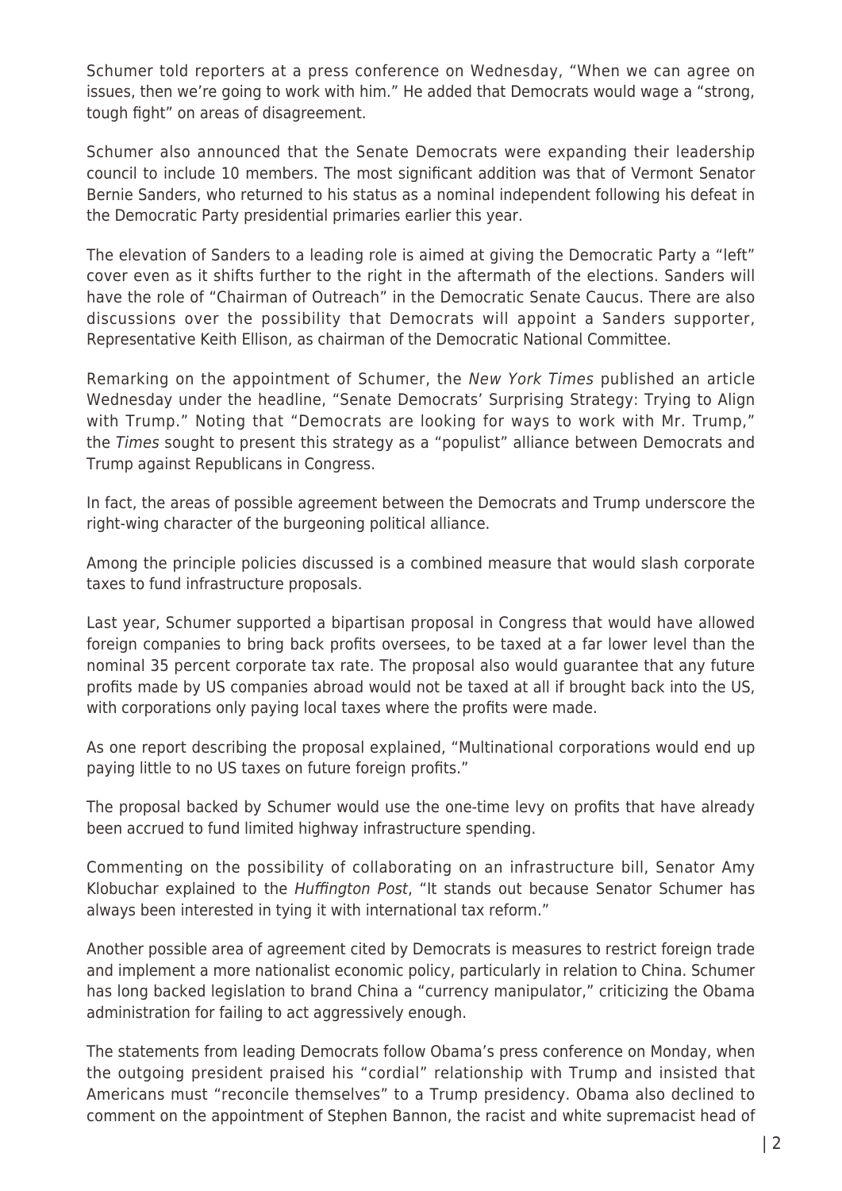Schumer told reporters at a press conference on Wednesday, "When we can agree on issues, then we're going to work with him." He added that Democrats would wage a "strong, tough fight" on areas of disagreement.

Schumer also announced that the Senate Democrats were expanding their leadership council to include 10 members. The most significant addition was that of Vermont Senator Bernie Sanders, who returned to his status as a nominal independent following his defeat in the Democratic Party presidential primaries earlier this year.

The elevation of Sanders to a leading role is aimed at giving the Democratic Party a "left" cover even as it shifts further to the right in the aftermath of the elections. Sanders will have the role of "Chairman of Outreach" in the Democratic Senate Caucus. There are also discussions over the possibility that Democrats will appoint a Sanders supporter, Representative Keith Ellison, as chairman of the Democratic National Committee.

Remarking on the appointment of Schumer, the *New York Times* published an article Wednesday under the headline, "Senate Democrats' Surprising Strategy: Trying to Align with Trump." Noting that "Democrats are looking for ways to work with Mr. Trump," the *Times* sought to present this strategy as a "populist" alliance between Democrats and Trump against Republicans in Congress.

In fact, the areas of possible agreement between the Democrats and Trump underscore the right-wing character of the burgeoning political alliance.

Among the principle policies discussed is a combined measure that would slash corporate taxes to fund infrastructure proposals.

Last year, Schumer supported a bipartisan proposal in Congress that would have allowed foreign companies to bring back profits oversees, to be taxed at a far lower level than the nominal 35 percent corporate tax rate. The proposal also would guarantee that any future profits made by US companies abroad would not be taxed at all if brought back into the US, with corporations only paying local taxes where the profits were made.

As one report describing the proposal explained, "Multinational corporations would end up paying little to no US taxes on future foreign profits."

The proposal backed by Schumer would use the one-time levy on profits that have already been accrued to fund limited highway infrastructure spending.

Commenting on the possibility of collaborating on an infrastructure bill, Senator Amy Klobuchar explained to the *Huffington Post*, "It stands out because Senator Schumer has always been interested in tying it with international tax reform."

Another possible area of agreement cited by Democrats is measures to restrict foreign trade and implement a more nationalist economic policy, particularly in relation to China. Schumer has long backed legislation to brand China a "currency manipulator," criticizing the Obama administration for failing to act aggressively enough.

The statements from leading Democrats follow Obama's press conference on Monday, when the outgoing president praised his "cordial" relationship with Trump and insisted that Americans must "reconcile themselves" to a Trump presidency. Obama also declined to comment on the appointment of Stephen Bannon, the racist and white supremacist head of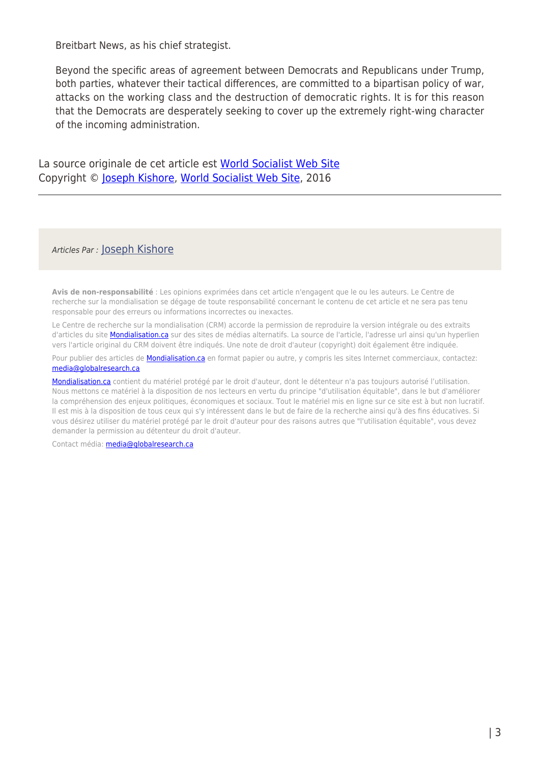Breitbart News, as his chief strategist.

Beyond the specific areas of agreement between Democrats and Republicans under Trump, both parties, whatever their tactical differences, are committed to a bipartisan policy of war, attacks on the working class and the destruction of democratic rights. It is for this reason that the Democrats are desperately seeking to cover up the extremely right-wing character of the incoming administration.

La source originale de cet article est World Socialist Web Site
Copyright © Joseph Kishore, World Socialist Web Site, 2016

---

*Articles Par :* Joseph Kishore

**Avis de non-responsabilité** : Les opinions exprimées dans cet article n'engagent que le ou les auteurs. Le Centre de recherche sur la mondialisation se dégage de toute responsabilité concernant le contenu de cet article et ne sera pas tenu responsable pour des erreurs ou informations incorrectes ou inexactes.

Le Centre de recherche sur la mondialisation (CRM) accorde la permission de reproduire la version intégrale ou des extraits d'articles du site Mondialisation.ca sur des sites de médias alternatifs. La source de l'article, l'adresse url ainsi qu'un hyperlien vers l'article original du CRM doivent être indiqués. Une note de droit d'auteur (copyright) doit également être indiquée.

Pour publier des articles de Mondialisation.ca en format papier ou autre, y compris les sites Internet commerciaux, contactez: media@globalresearch.ca

Mondialisation.ca contient du matériel protégé par le droit d'auteur, dont le détenteur n'a pas toujours autorisé l'utilisation. Nous mettons ce matériel à la disposition de nos lecteurs en vertu du principe "d'utilisation équitable", dans le but d'améliorer la compréhension des enjeux politiques, économiques et sociaux. Tout le matériel mis en ligne sur ce site est à but non lucratif. Il est mis à la disposition de tous ceux qui s'y intéressent dans le but de faire de la recherche ainsi qu'à des fins éducatives. Si vous désirez utiliser du matériel protégé par le droit d'auteur pour des raisons autres que "l'utilisation équitable", vous devez demander la permission au détenteur du droit d'auteur.

Contact média: media@globalresearch.ca